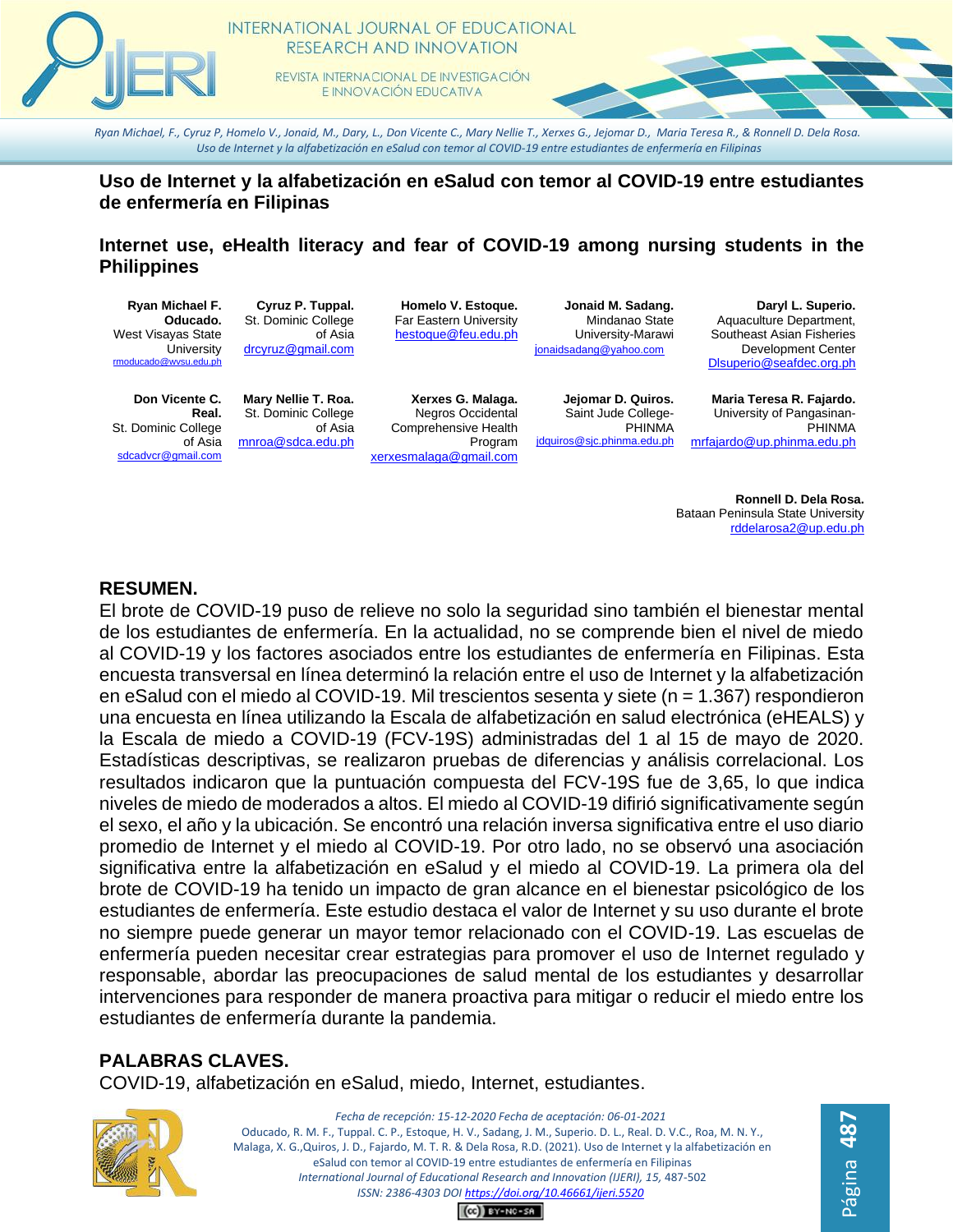# Uso de Internet y la alfabetización en eSalud con temor al COVID-19 entre estudiantes de enfermería en Filipinas

# Internet use, eHealth literacy and fear of COVID-19 among nursing students in the Philippines

**Ryan Michael F. Oducado.**
West Visayas State University
rmoducado@wvsu.edu.ph

**Cyruz P. Tuppal.**
St. Dominic College of Asia
drcyruz@gmail.com

**Homelo V. Estoque.**
Far Eastern University
hestoque@feu.edu.ph

**Jonaid M. Sadang.**
Mindanao State University-Marawi
jonaidsadang@yahoo.com

**Daryl L. Superio.**
Aquaculture Department, Southeast Asian Fisheries Development Center
Dlsuperio@seafdec.org.ph

**Don Vicente C. Real.**
St. Dominic College of Asia
sdcadvcr@gmail.com

**Mary Nellie T. Roa.**
St. Dominic College of Asia
mnroa@sdca.edu.ph

**Xerxes G. Malaga.**
Negros Occidental Comprehensive Health Program
xerxesmalaga@gmail.com

**Jejomar D. Quiros.**
Saint Jude College-PHINMA
jdquiros@sjc.phinma.edu.ph

**Maria Teresa R. Fajardo.**
University of Pangasinan-PHINMA
mrfajardo@up.phinma.edu.ph

**Ronnell D. Dela Rosa.**
Bataan Peninsula State University
rddelarosa2@up.edu.ph

## RESUMEN.

El brote de COVID-19 puso de relieve no solo la seguridad sino también el bienestar mental de los estudiantes de enfermería. En la actualidad, no se comprende bien el nivel de miedo al COVID-19 y los factores asociados entre los estudiantes de enfermería en Filipinas. Esta encuesta transversal en línea determinó la relación entre el uso de Internet y la alfabetización en eSalud con el miedo al COVID-19. Mil trescientos sesenta y siete (n = 1.367) respondieron una encuesta en línea utilizando la Escala de alfabetización en salud electrónica (eHEALS) y la Escala de miedo a COVID-19 (FCV-19S) administradas del 1 al 15 de mayo de 2020. Estadísticas descriptivas, se realizaron pruebas de diferencias y análisis correlacional. Los resultados indicaron que la puntuación compuesta del FCV-19S fue de 3,65, lo que indica niveles de miedo de moderados a altos. El miedo al COVID-19 difirió significativamente según el sexo, el año y la ubicación. Se encontró una relación inversa significativa entre el uso diario promedio de Internet y el miedo al COVID-19. Por otro lado, no se observó una asociación significativa entre la alfabetización en eSalud y el miedo al COVID-19. La primera ola del brote de COVID-19 ha tenido un impacto de gran alcance en el bienestar psicológico de los estudiantes de enfermería. Este estudio destaca el valor de Internet y su uso durante el brote no siempre puede generar un mayor temor relacionado con el COVID-19. Las escuelas de enfermería pueden necesitar crear estrategias para promover el uso de Internet regulado y responsable, abordar las preocupaciones de salud mental de los estudiantes y desarrollar intervenciones para responder de manera proactiva para mitigar o reducir el miedo entre los estudiantes de enfermería durante la pandemia.

## PALABRAS CLAVES.

COVID-19, alfabetización en eSalud, miedo, Internet, estudiantes.

*Fecha de recepción: 15-12-2020 Fecha de aceptación: 06-01-2021*
Oducado, R. M. F., Tuppal. C. P., Estoque, H. V., Sadang, J. M., Superio. D. L., Real. D. V.C., Roa, M. N. Y., Malaga, X. G.,Quiros, J. D., Fajardo, M. T. R. & Dela Rosa, R.D. (2021). Uso de Internet y la alfabetización en eSalud con temor al COVID-19 entre estudiantes de enfermería en Filipinas
*International Journal of Educational Research and Innovation (IJERI), 15,* 487-502
*ISSN: 2386-4303 DOI https://doi.org/10.46661/ijeri.5520*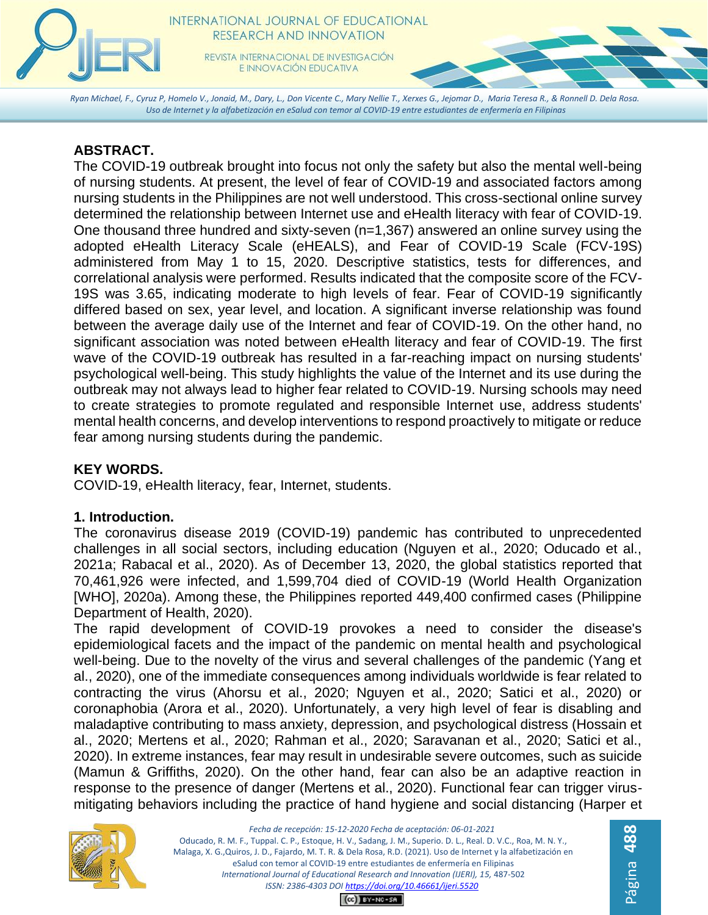## ABSTRACT.

The COVID-19 outbreak brought into focus not only the safety but also the mental well-being of nursing students. At present, the level of fear of COVID-19 and associated factors among nursing students in the Philippines are not well understood. This cross-sectional online survey determined the relationship between Internet use and eHealth literacy with fear of COVID-19. One thousand three hundred and sixty-seven (n=1,367) answered an online survey using the adopted eHealth Literacy Scale (eHEALS), and Fear of COVID-19 Scale (FCV-19S) administered from May 1 to 15, 2020. Descriptive statistics, tests for differences, and correlational analysis were performed. Results indicated that the composite score of the FCV-19S was 3.65, indicating moderate to high levels of fear. Fear of COVID-19 significantly differed based on sex, year level, and location. A significant inverse relationship was found between the average daily use of the Internet and fear of COVID-19. On the other hand, no significant association was noted between eHealth literacy and fear of COVID-19. The first wave of the COVID-19 outbreak has resulted in a far-reaching impact on nursing students' psychological well-being. This study highlights the value of the Internet and its use during the outbreak may not always lead to higher fear related to COVID-19. Nursing schools may need to create strategies to promote regulated and responsible Internet use, address students' mental health concerns, and develop interventions to respond proactively to mitigate or reduce fear among nursing students during the pandemic.

## KEY WORDS.

COVID-19, eHealth literacy, fear, Internet, students.

## 1. Introduction.

The coronavirus disease 2019 (COVID-19) pandemic has contributed to unprecedented challenges in all social sectors, including education (Nguyen et al., 2020; Oducado et al., 2021a; Rabacal et al., 2020). As of December 13, 2020, the global statistics reported that 70,461,926 were infected, and 1,599,704 died of COVID-19 (World Health Organization [WHO], 2020a). Among these, the Philippines reported 449,400 confirmed cases (Philippine Department of Health, 2020).

The rapid development of COVID-19 provokes a need to consider the disease's epidemiological facets and the impact of the pandemic on mental health and psychological well-being. Due to the novelty of the virus and several challenges of the pandemic (Yang et al., 2020), one of the immediate consequences among individuals worldwide is fear related to contracting the virus (Ahorsu et al., 2020; Nguyen et al., 2020; Satici et al., 2020) or coronaphobia (Arora et al., 2020). Unfortunately, a very high level of fear is disabling and maladaptive contributing to mass anxiety, depression, and psychological distress (Hossain et al., 2020; Mertens et al., 2020; Rahman et al., 2020; Saravanan et al., 2020; Satici et al., 2020). In extreme instances, fear may result in undesirable severe outcomes, such as suicide (Mamun & Griffiths, 2020). On the other hand, fear can also be an adaptive reaction in response to the presence of danger (Mertens et al., 2020). Functional fear can trigger virus-mitigating behaviors including the practice of hand hygiene and social distancing (Harper et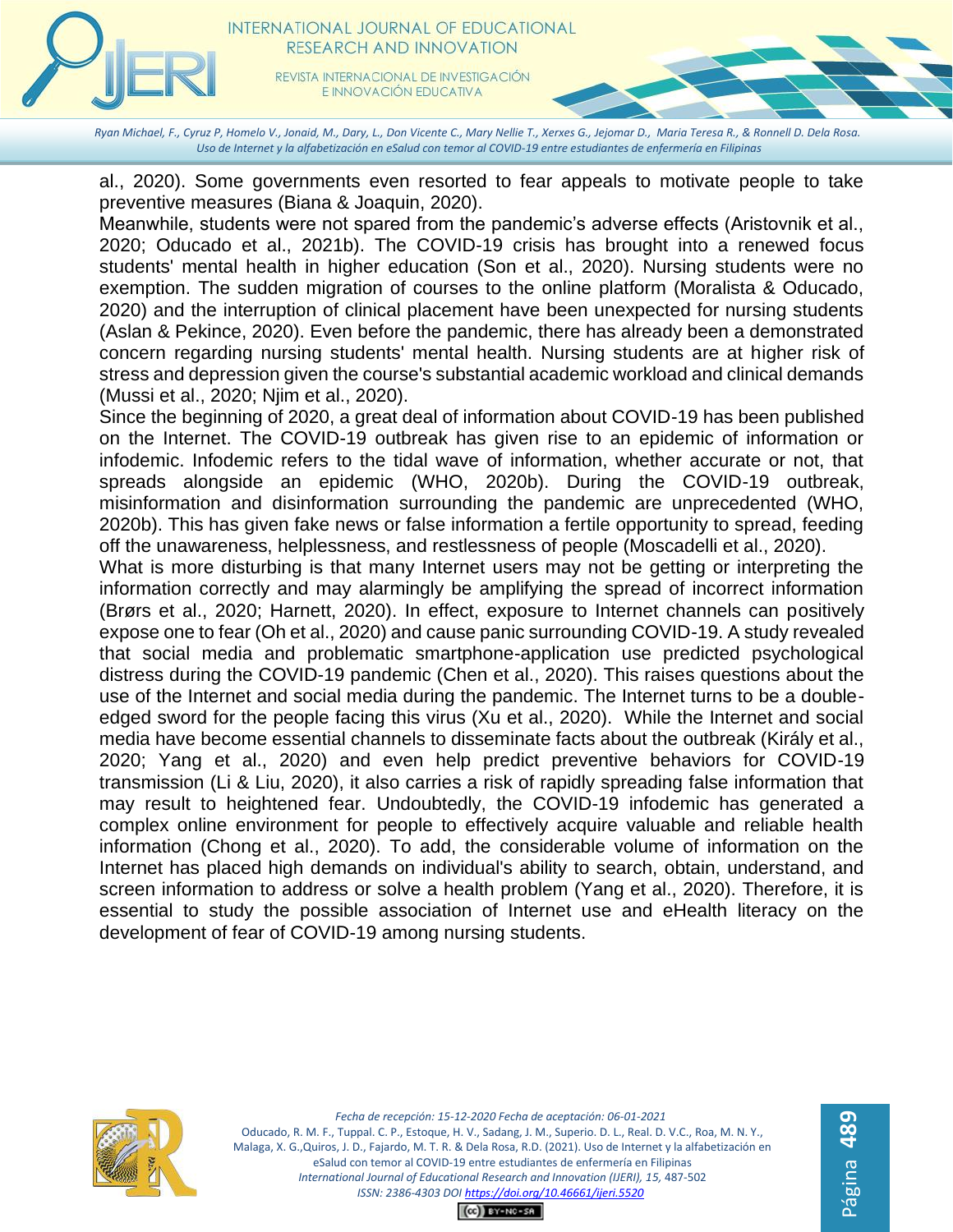al., 2020). Some governments even resorted to fear appeals to motivate people to take preventive measures (Biana & Joaquin, 2020).

Meanwhile, students were not spared from the pandemic's adverse effects (Aristovnik et al., 2020; Oducado et al., 2021b). The COVID-19 crisis has brought into a renewed focus students' mental health in higher education (Son et al., 2020). Nursing students were no exemption. The sudden migration of courses to the online platform (Moralista & Oducado, 2020) and the interruption of clinical placement have been unexpected for nursing students (Aslan & Pekince, 2020). Even before the pandemic, there has already been a demonstrated concern regarding nursing students' mental health. Nursing students are at higher risk of stress and depression given the course's substantial academic workload and clinical demands (Mussi et al., 2020; Njim et al., 2020).

Since the beginning of 2020, a great deal of information about COVID-19 has been published on the Internet. The COVID-19 outbreak has given rise to an epidemic of information or infodemic. Infodemic refers to the tidal wave of information, whether accurate or not, that spreads alongside an epidemic (WHO, 2020b). During the COVID-19 outbreak, misinformation and disinformation surrounding the pandemic are unprecedented (WHO, 2020b). This has given fake news or false information a fertile opportunity to spread, feeding off the unawareness, helplessness, and restlessness of people (Moscadelli et al., 2020).

What is more disturbing is that many Internet users may not be getting or interpreting the information correctly and may alarmingly be amplifying the spread of incorrect information (Brørs et al., 2020; Harnett, 2020). In effect, exposure to Internet channels can positively expose one to fear (Oh et al., 2020) and cause panic surrounding COVID-19. A study revealed that social media and problematic smartphone-application use predicted psychological distress during the COVID-19 pandemic (Chen et al., 2020). This raises questions about the use of the Internet and social media during the pandemic. The Internet turns to be a double-edged sword for the people facing this virus (Xu et al., 2020). While the Internet and social media have become essential channels to disseminate facts about the outbreak (Király et al., 2020; Yang et al., 2020) and even help predict preventive behaviors for COVID-19 transmission (Li & Liu, 2020), it also carries a risk of rapidly spreading false information that may result to heightened fear. Undoubtedly, the COVID-19 infodemic has generated a complex online environment for people to effectively acquire valuable and reliable health information (Chong et al., 2020). To add, the considerable volume of information on the Internet has placed high demands on individual's ability to search, obtain, understand, and screen information to address or solve a health problem (Yang et al., 2020). Therefore, it is essential to study the possible association of Internet use and eHealth literacy on the development of fear of COVID-19 among nursing students.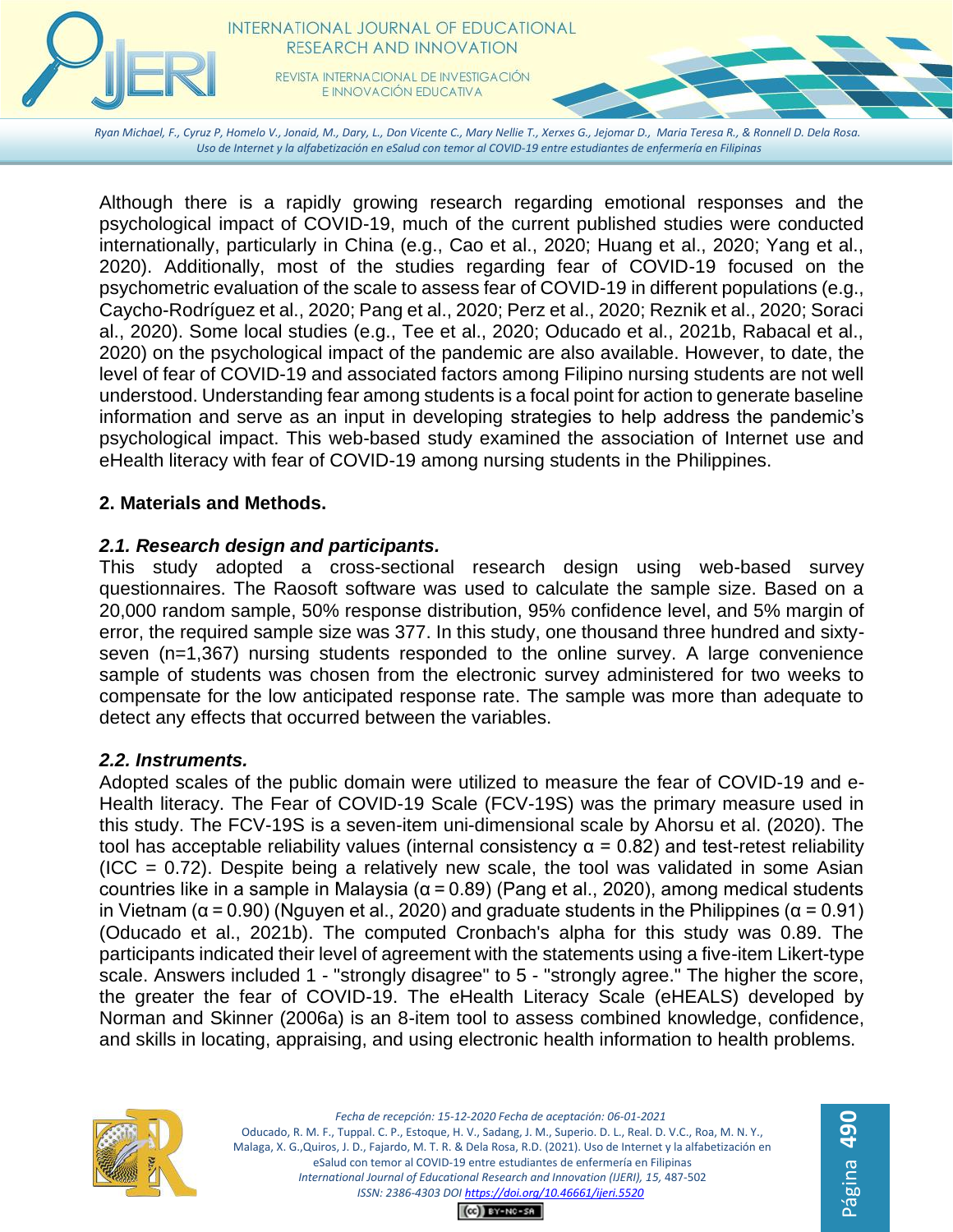Although there is a rapidly growing research regarding emotional responses and the psychological impact of COVID-19, much of the current published studies were conducted internationally, particularly in China (e.g., Cao et al., 2020; Huang et al., 2020; Yang et al., 2020). Additionally, most of the studies regarding fear of COVID-19 focused on the psychometric evaluation of the scale to assess fear of COVID-19 in different populations (e.g., Caycho-Rodríguez et al., 2020; Pang et al., 2020; Perz et al., 2020; Reznik et al., 2020; Soraci al., 2020). Some local studies (e.g., Tee et al., 2020; Oducado et al., 2021b, Rabacal et al., 2020) on the psychological impact of the pandemic are also available. However, to date, the level of fear of COVID-19 and associated factors among Filipino nursing students are not well understood. Understanding fear among students is a focal point for action to generate baseline information and serve as an input in developing strategies to help address the pandemic's psychological impact. This web-based study examined the association of Internet use and eHealth literacy with fear of COVID-19 among nursing students in the Philippines.

## 2. Materials and Methods.

### *2.1. Research design and participants.*

This study adopted a cross-sectional research design using web-based survey questionnaires. The Raosoft software was used to calculate the sample size. Based on a 20,000 random sample, 50% response distribution, 95% confidence level, and 5% margin of error, the required sample size was 377. In this study, one thousand three hundred and sixty-seven (n=1,367) nursing students responded to the online survey. A large convenience sample of students was chosen from the electronic survey administered for two weeks to compensate for the low anticipated response rate. The sample was more than adequate to detect any effects that occurred between the variables.

### *2.2. Instruments.*

Adopted scales of the public domain were utilized to measure the fear of COVID-19 and e-Health literacy. The Fear of COVID-19 Scale (FCV-19S) was the primary measure used in this study. The FCV-19S is a seven-item uni-dimensional scale by Ahorsu et al. (2020). The tool has acceptable reliability values (internal consistency $\alpha = 0.82$) and test-retest reliability (ICC = 0.72). Despite being a relatively new scale, the tool was validated in some Asian countries like in a sample in Malaysia ($\alpha = 0.89$) (Pang et al., 2020), among medical students in Vietnam ($\alpha = 0.90$) (Nguyen et al., 2020) and graduate students in the Philippines ($\alpha = 0.91$) (Oducado et al., 2021b). The computed Cronbach's alpha for this study was 0.89. The participants indicated their level of agreement with the statements using a five-item Likert-type scale. Answers included 1 - "strongly disagree" to 5 - "strongly agree." The higher the score, the greater the fear of COVID-19. The eHealth Literacy Scale (eHEALS) developed by Norman and Skinner (2006a) is an 8-item tool to assess combined knowledge, confidence, and skills in locating, appraising, and using electronic health information to health problems.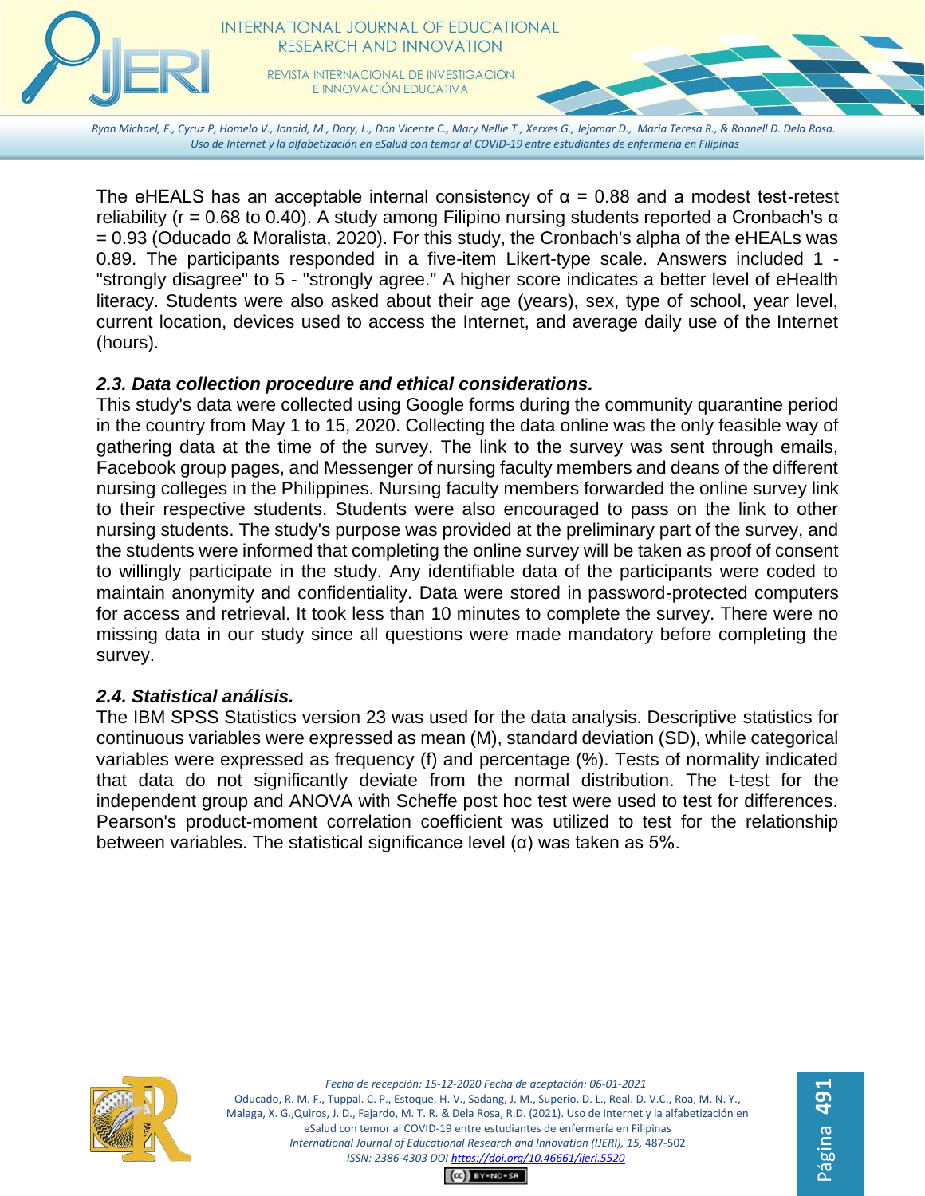The eHEALS has an acceptable internal consistency of α = 0.88 and a modest test-retest reliability (r = 0.68 to 0.40). A study among Filipino nursing students reported a Cronbach's α = 0.93 (Oducado & Moralista, 2020). For this study, the Cronbach's alpha of the eHEALs was 0.89. The participants responded in a five-item Likert-type scale. Answers included 1 - "strongly disagree" to 5 - "strongly agree." A higher score indicates a better level of eHealth literacy. Students were also asked about their age (years), sex, type of school, year level, current location, devices used to access the Internet, and average daily use of the Internet (hours).

### *2.3. Data collection procedure and ethical considerations.*

This study's data were collected using Google forms during the community quarantine period in the country from May 1 to 15, 2020. Collecting the data online was the only feasible way of gathering data at the time of the survey. The link to the survey was sent through emails, Facebook group pages, and Messenger of nursing faculty members and deans of the different nursing colleges in the Philippines. Nursing faculty members forwarded the online survey link to their respective students. Students were also encouraged to pass on the link to other nursing students. The study's purpose was provided at the preliminary part of the survey, and the students were informed that completing the online survey will be taken as proof of consent to willingly participate in the study. Any identifiable data of the participants were coded to maintain anonymity and confidentiality. Data were stored in password-protected computers for access and retrieval. It took less than 10 minutes to complete the survey. There were no missing data in our study since all questions were made mandatory before completing the survey.

### *2.4. Statistical análisis.*

The IBM SPSS Statistics version 23 was used for the data analysis. Descriptive statistics for continuous variables were expressed as mean (M), standard deviation (SD), while categorical variables were expressed as frequency (f) and percentage (%). Tests of normality indicated that data do not significantly deviate from the normal distribution. The t-test for the independent group and ANOVA with Scheffe post hoc test were used to test for differences. Pearson's product-moment correlation coefficient was utilized to test for the relationship between variables. The statistical significance level (α) was taken as 5%.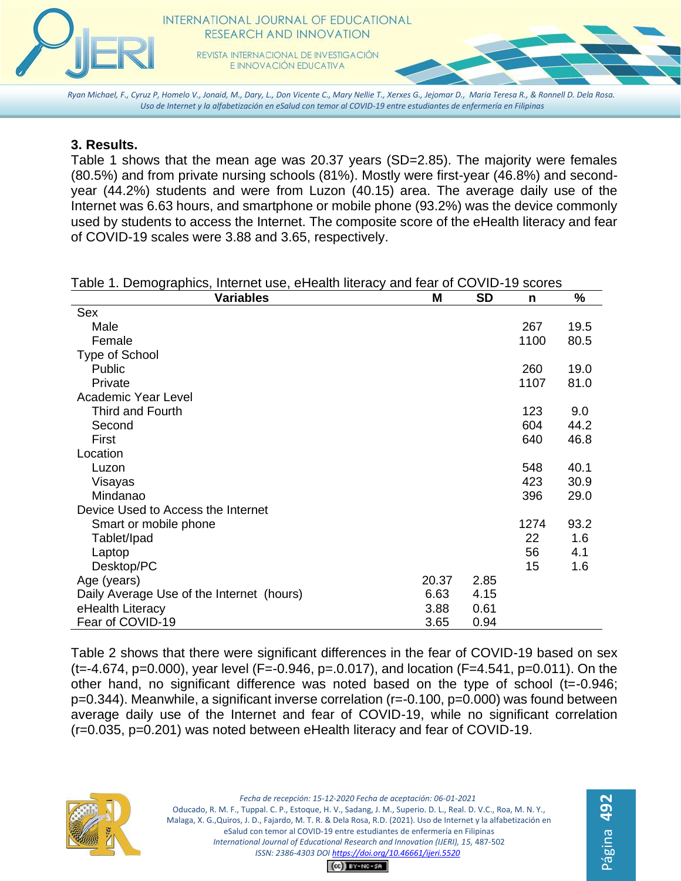## 3. Results.

Table 1 shows that the mean age was 20.37 years (SD=2.85). The majority were females (80.5%) and from private nursing schools (81%). Mostly were first-year (46.8%) and second-year (44.2%) students and were from Luzon (40.15) area. The average daily use of the Internet was 6.63 hours, and smartphone or mobile phone (93.2%) was the device commonly used by students to access the Internet. The composite score of the eHealth literacy and fear of COVID-19 scales were 3.88 and 3.65, respectively.

Table 1. Demographics, Internet use, eHealth literacy and fear of COVID-19 scores

| Variables | M | SD | n | % |
|---|---|---|---|---|
| Sex | | | | |
| Male | | | 267 | 19.5 |
| Female | | | 1100 | 80.5 |
| Type of School | | | | |
| Public | | | 260 | 19.0 |
| Private | | | 1107 | 81.0 |
| Academic Year Level | | | | |
| Third and Fourth | | | 123 | 9.0 |
| Second | | | 604 | 44.2 |
| First | | | 640 | 46.8 |
| Location | | | | |
| Luzon | | | 548 | 40.1 |
| Visayas | | | 423 | 30.9 |
| Mindanao | | | 396 | 29.0 |
| Device Used to Access the Internet | | | | |
| Smart or mobile phone | | | 1274 | 93.2 |
| Tablet/Ipad | | | 22 | 1.6 |
| Laptop | | | 56 | 4.1 |
| Desktop/PC | | | 15 | 1.6 |
| Age (years) | 20.37 | 2.85 | | |
| Daily Average Use of the Internet (hours) | 6.63 | 4.15 | | |
| eHealth Literacy | 3.88 | 0.61 | | |
| Fear of COVID-19 | 3.65 | 0.94 | | |

Table 2 shows that there were significant differences in the fear of COVID-19 based on sex (t=-4.674, p=0.000), year level (F=-0.946, p=.0.017), and location (F=4.541, p=0.011). On the other hand, no significant difference was noted based on the type of school (t=-0.946; p=0.344). Meanwhile, a significant inverse correlation (r=-0.100, p=0.000) was found between average daily use of the Internet and fear of COVID-19, while no significant correlation (r=0.035, p=0.201) was noted between eHealth literacy and fear of COVID-19.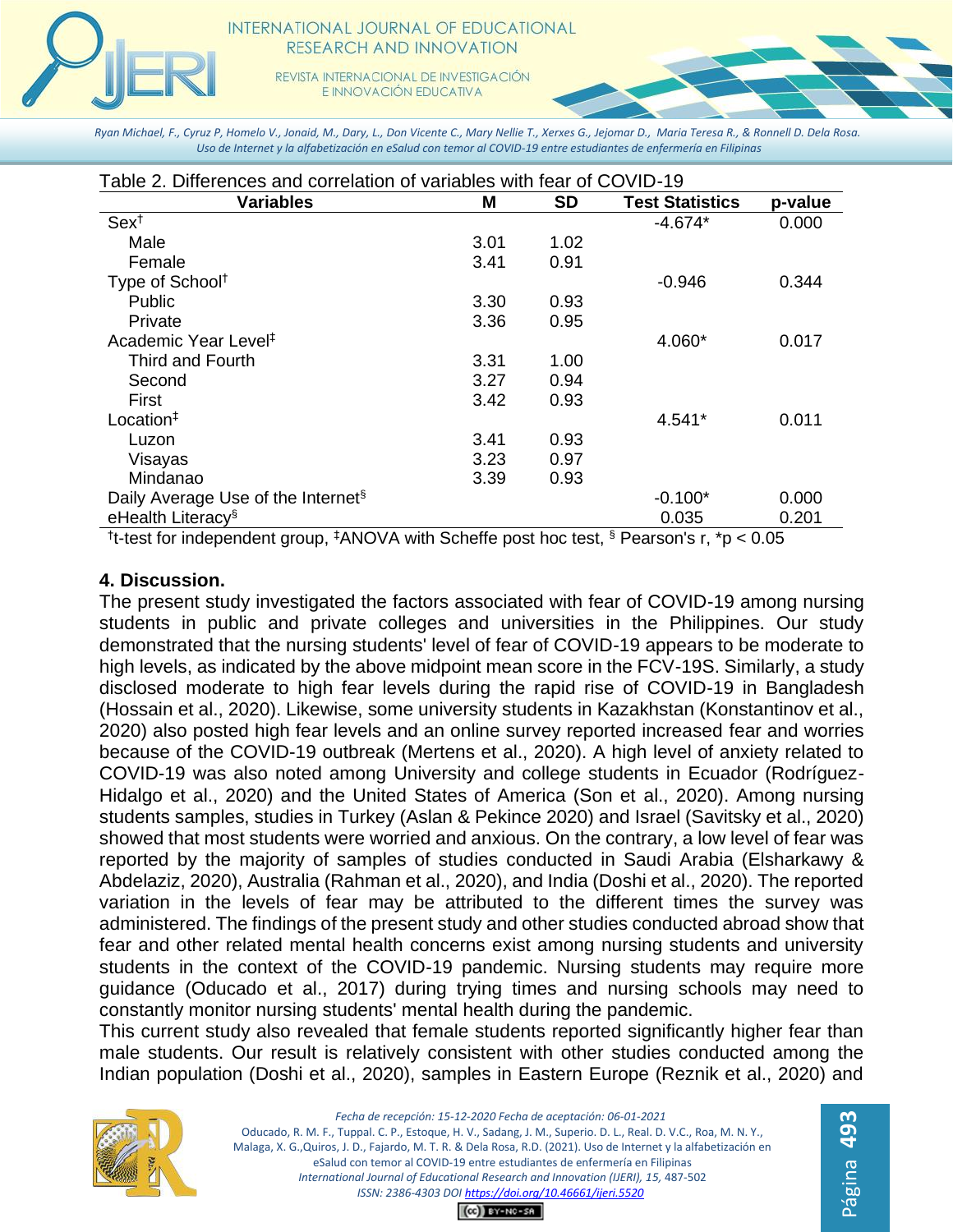Table 2. Differences and correlation of variables with fear of COVID-19

| Variables | M | SD | Test Statistics | p-value |
|---|---|---|---|---|
| Sex† | | | -4.674* | 0.000 |
| Male | 3.01 | 1.02 | | |
| Female | 3.41 | 0.91 | | |
| Type of School† | | | -0.946 | 0.344 |
| Public | 3.30 | 0.93 | | |
| Private | 3.36 | 0.95 | | |
| Academic Year Level‡ | | | 4.060* | 0.017 |
| Third and Fourth | 3.31 | 1.00 | | |
| Second | 3.27 | 0.94 | | |
| First | 3.42 | 0.93 | | |
| Location‡ | | | 4.541* | 0.011 |
| Luzon | 3.41 | 0.93 | | |
| Visayas | 3.23 | 0.97 | | |
| Mindanao | 3.39 | 0.93 | | |
| Daily Average Use of the Internet§ | | | -0.100* | 0.000 |
| eHealth Literacy§ | | | 0.035 | 0.201 |

†t-test for independent group, ‡ANOVA with Scheffe post hoc test, § Pearson's r, *p < 0.05

## 4. Discussion.

The present study investigated the factors associated with fear of COVID-19 among nursing students in public and private colleges and universities in the Philippines. Our study demonstrated that the nursing students' level of fear of COVID-19 appears to be moderate to high levels, as indicated by the above midpoint mean score in the FCV-19S. Similarly, a study disclosed moderate to high fear levels during the rapid rise of COVID-19 in Bangladesh (Hossain et al., 2020). Likewise, some university students in Kazakhstan (Konstantinov et al., 2020) also posted high fear levels and an online survey reported increased fear and worries because of the COVID-19 outbreak (Mertens et al., 2020). A high level of anxiety related to COVID-19 was also noted among University and college students in Ecuador (Rodríguez-Hidalgo et al., 2020) and the United States of America (Son et al., 2020). Among nursing students samples, studies in Turkey (Aslan & Pekince 2020) and Israel (Savitsky et al., 2020) showed that most students were worried and anxious. On the contrary, a low level of fear was reported by the majority of samples of studies conducted in Saudi Arabia (Elsharkawy & Abdelaziz, 2020), Australia (Rahman et al., 2020), and India (Doshi et al., 2020). The reported variation in the levels of fear may be attributed to the different times the survey was administered. The findings of the present study and other studies conducted abroad show that fear and other related mental health concerns exist among nursing students and university students in the context of the COVID-19 pandemic. Nursing students may require more guidance (Oducado et al., 2017) during trying times and nursing schools may need to constantly monitor nursing students' mental health during the pandemic.

This current study also revealed that female students reported significantly higher fear than male students. Our result is relatively consistent with other studies conducted among the Indian population (Doshi et al., 2020), samples in Eastern Europe (Reznik et al., 2020) and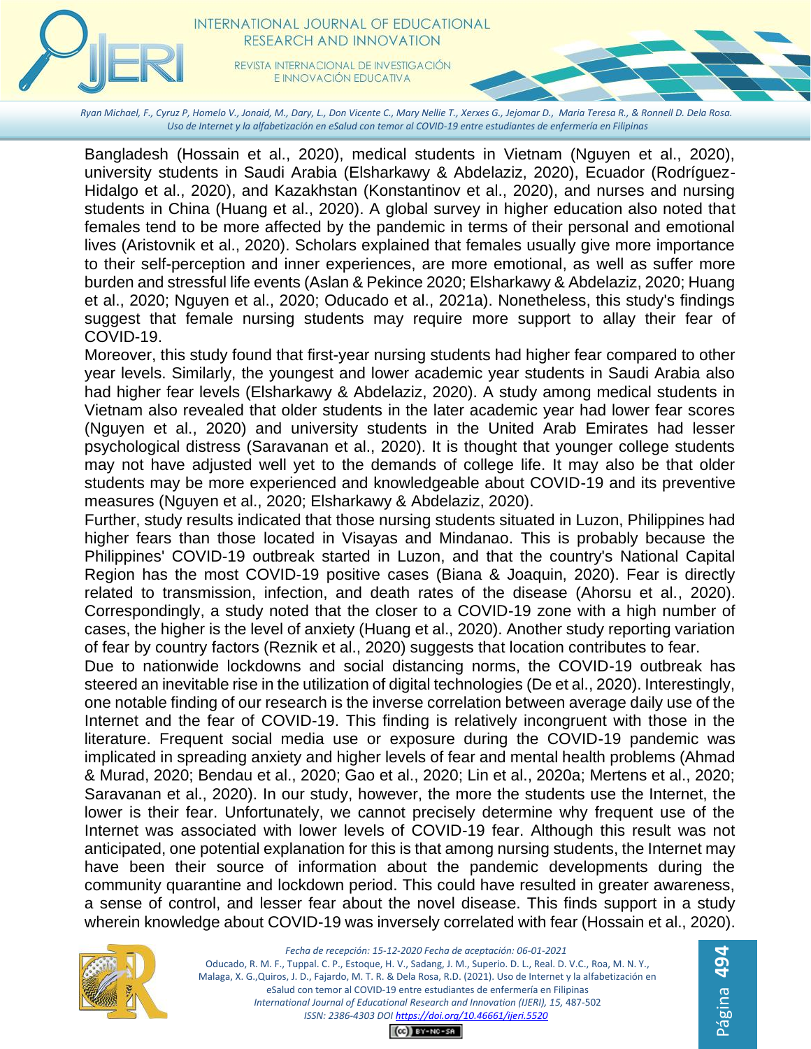Bangladesh (Hossain et al., 2020), medical students in Vietnam (Nguyen et al., 2020), university students in Saudi Arabia (Elsharkawy & Abdelaziz, 2020), Ecuador (Rodríguez-Hidalgo et al., 2020), and Kazakhstan (Konstantinov et al., 2020), and nurses and nursing students in China (Huang et al., 2020). A global survey in higher education also noted that females tend to be more affected by the pandemic in terms of their personal and emotional lives (Aristovnik et al., 2020). Scholars explained that females usually give more importance to their self-perception and inner experiences, are more emotional, as well as suffer more burden and stressful life events (Aslan & Pekince 2020; Elsharkawy & Abdelaziz, 2020; Huang et al., 2020; Nguyen et al., 2020; Oducado et al., 2021a). Nonetheless, this study's findings suggest that female nursing students may require more support to allay their fear of COVID-19.

Moreover, this study found that first-year nursing students had higher fear compared to other year levels. Similarly, the youngest and lower academic year students in Saudi Arabia also had higher fear levels (Elsharkawy & Abdelaziz, 2020). A study among medical students in Vietnam also revealed that older students in the later academic year had lower fear scores (Nguyen et al., 2020) and university students in the United Arab Emirates had lesser psychological distress (Saravanan et al., 2020). It is thought that younger college students may not have adjusted well yet to the demands of college life. It may also be that older students may be more experienced and knowledgeable about COVID-19 and its preventive measures (Nguyen et al., 2020; Elsharkawy & Abdelaziz, 2020).

Further, study results indicated that those nursing students situated in Luzon, Philippines had higher fears than those located in Visayas and Mindanao. This is probably because the Philippines' COVID-19 outbreak started in Luzon, and that the country's National Capital Region has the most COVID-19 positive cases (Biana & Joaquin, 2020). Fear is directly related to transmission, infection, and death rates of the disease (Ahorsu et al., 2020). Correspondingly, a study noted that the closer to a COVID-19 zone with a high number of cases, the higher is the level of anxiety (Huang et al., 2020). Another study reporting variation of fear by country factors (Reznik et al., 2020) suggests that location contributes to fear.

Due to nationwide lockdowns and social distancing norms, the COVID-19 outbreak has steered an inevitable rise in the utilization of digital technologies (De et al., 2020). Interestingly, one notable finding of our research is the inverse correlation between average daily use of the Internet and the fear of COVID-19. This finding is relatively incongruent with those in the literature. Frequent social media use or exposure during the COVID-19 pandemic was implicated in spreading anxiety and higher levels of fear and mental health problems (Ahmad & Murad, 2020; Bendau et al., 2020; Gao et al., 2020; Lin et al., 2020a; Mertens et al., 2020; Saravanan et al., 2020). In our study, however, the more the students use the Internet, the lower is their fear. Unfortunately, we cannot precisely determine why frequent use of the Internet was associated with lower levels of COVID-19 fear. Although this result was not anticipated, one potential explanation for this is that among nursing students, the Internet may have been their source of information about the pandemic developments during the community quarantine and lockdown period. This could have resulted in greater awareness, a sense of control, and lesser fear about the novel disease. This finds support in a study wherein knowledge about COVID-19 was inversely correlated with fear (Hossain et al., 2020).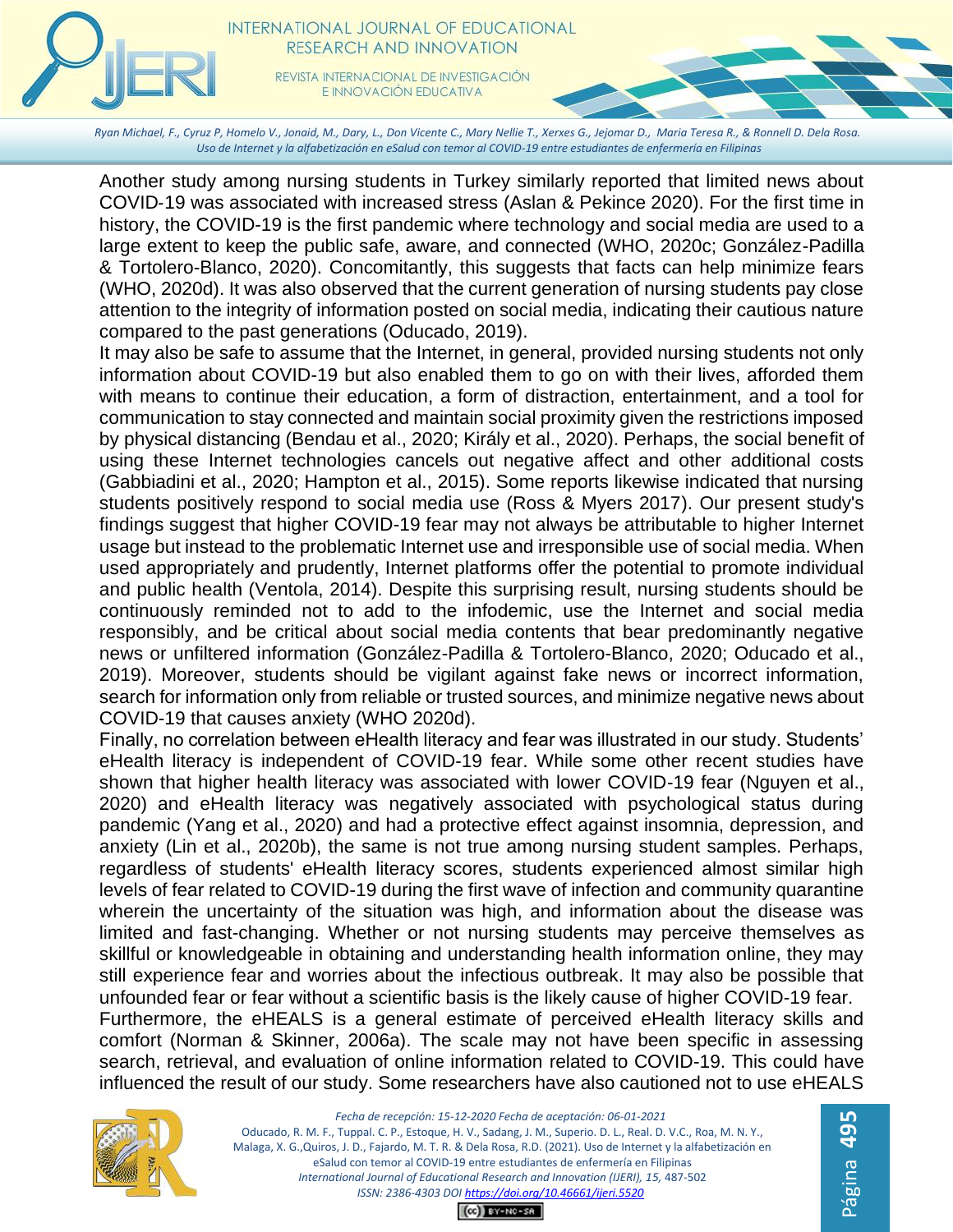Another study among nursing students in Turkey similarly reported that limited news about COVID-19 was associated with increased stress (Aslan & Pekince 2020). For the first time in history, the COVID-19 is the first pandemic where technology and social media are used to a large extent to keep the public safe, aware, and connected (WHO, 2020c; González-Padilla & Tortolero-Blanco, 2020). Concomitantly, this suggests that facts can help minimize fears (WHO, 2020d). It was also observed that the current generation of nursing students pay close attention to the integrity of information posted on social media, indicating their cautious nature compared to the past generations (Oducado, 2019).

It may also be safe to assume that the Internet, in general, provided nursing students not only information about COVID-19 but also enabled them to go on with their lives, afforded them with means to continue their education, a form of distraction, entertainment, and a tool for communication to stay connected and maintain social proximity given the restrictions imposed by physical distancing (Bendau et al., 2020; Király et al., 2020). Perhaps, the social benefit of using these Internet technologies cancels out negative affect and other additional costs (Gabbiadini et al., 2020; Hampton et al., 2015). Some reports likewise indicated that nursing students positively respond to social media use (Ross & Myers 2017). Our present study's findings suggest that higher COVID-19 fear may not always be attributable to higher Internet usage but instead to the problematic Internet use and irresponsible use of social media. When used appropriately and prudently, Internet platforms offer the potential to promote individual and public health (Ventola, 2014). Despite this surprising result, nursing students should be continuously reminded not to add to the infodemic, use the Internet and social media responsibly, and be critical about social media contents that bear predominantly negative news or unfiltered information (González-Padilla & Tortolero-Blanco, 2020; Oducado et al., 2019). Moreover, students should be vigilant against fake news or incorrect information, search for information only from reliable or trusted sources, and minimize negative news about COVID-19 that causes anxiety (WHO 2020d).

Finally, no correlation between eHealth literacy and fear was illustrated in our study. Students' eHealth literacy is independent of COVID-19 fear. While some other recent studies have shown that higher health literacy was associated with lower COVID-19 fear (Nguyen et al., 2020) and eHealth literacy was negatively associated with psychological status during pandemic (Yang et al., 2020) and had a protective effect against insomnia, depression, and anxiety (Lin et al., 2020b), the same is not true among nursing student samples. Perhaps, regardless of students' eHealth literacy scores, students experienced almost similar high levels of fear related to COVID-19 during the first wave of infection and community quarantine wherein the uncertainty of the situation was high, and information about the disease was limited and fast-changing. Whether or not nursing students may perceive themselves as skillful or knowledgeable in obtaining and understanding health information online, they may still experience fear and worries about the infectious outbreak. It may also be possible that unfounded fear or fear without a scientific basis is the likely cause of higher COVID-19 fear.

Furthermore, the eHEALS is a general estimate of perceived eHealth literacy skills and comfort (Norman & Skinner, 2006a). The scale may not have been specific in assessing search, retrieval, and evaluation of online information related to COVID-19. This could have influenced the result of our study. Some researchers have also cautioned not to use eHEALS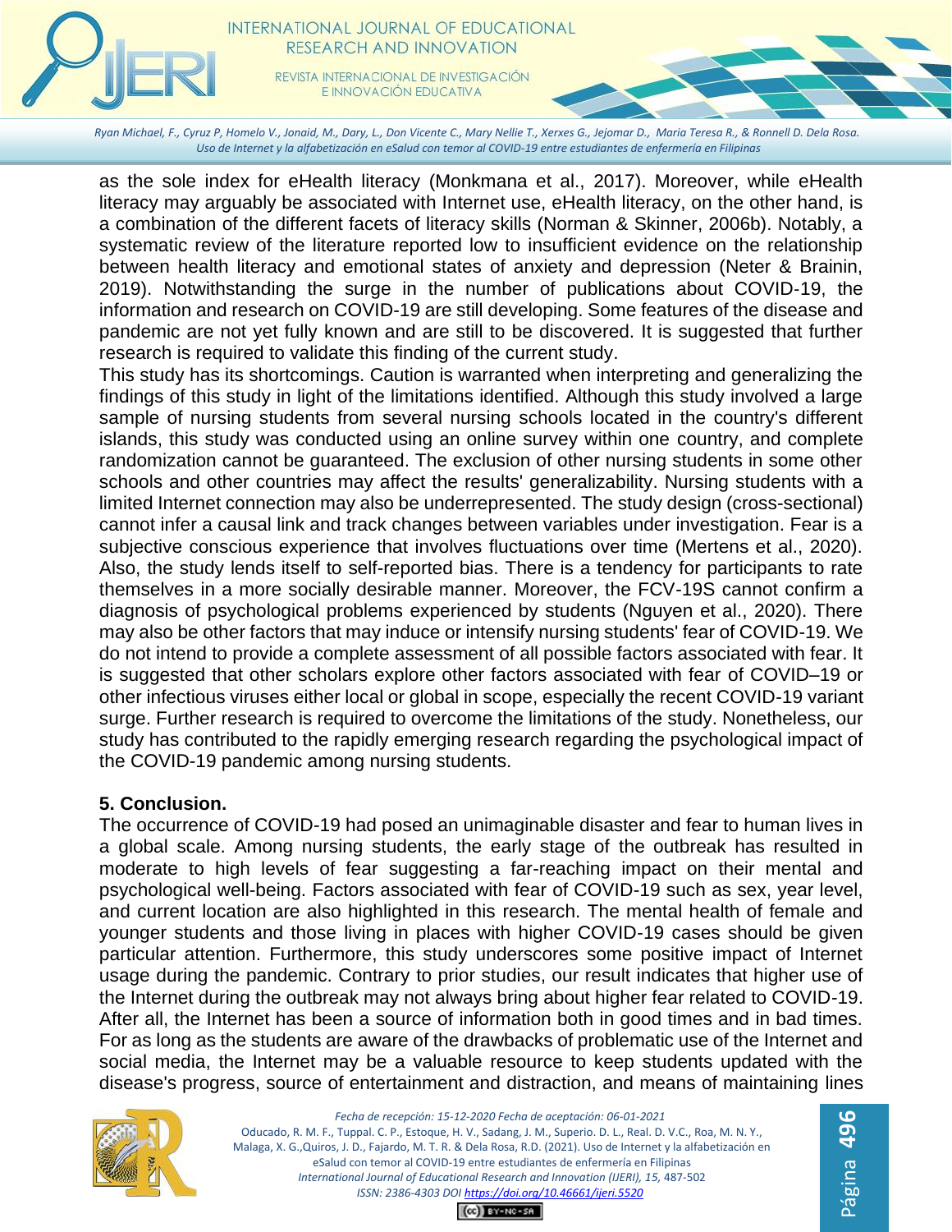as the sole index for eHealth literacy (Monkmana et al., 2017). Moreover, while eHealth literacy may arguably be associated with Internet use, eHealth literacy, on the other hand, is a combination of the different facets of literacy skills (Norman & Skinner, 2006b). Notably, a systematic review of the literature reported low to insufficient evidence on the relationship between health literacy and emotional states of anxiety and depression (Neter & Brainin, 2019). Notwithstanding the surge in the number of publications about COVID-19, the information and research on COVID-19 are still developing. Some features of the disease and pandemic are not yet fully known and are still to be discovered. It is suggested that further research is required to validate this finding of the current study.

This study has its shortcomings. Caution is warranted when interpreting and generalizing the findings of this study in light of the limitations identified. Although this study involved a large sample of nursing students from several nursing schools located in the country's different islands, this study was conducted using an online survey within one country, and complete randomization cannot be guaranteed. The exclusion of other nursing students in some other schools and other countries may affect the results' generalizability. Nursing students with a limited Internet connection may also be underrepresented. The study design (cross-sectional) cannot infer a causal link and track changes between variables under investigation. Fear is a subjective conscious experience that involves fluctuations over time (Mertens et al., 2020). Also, the study lends itself to self-reported bias. There is a tendency for participants to rate themselves in a more socially desirable manner. Moreover, the FCV-19S cannot confirm a diagnosis of psychological problems experienced by students (Nguyen et al., 2020). There may also be other factors that may induce or intensify nursing students' fear of COVID-19. We do not intend to provide a complete assessment of all possible factors associated with fear. It is suggested that other scholars explore other factors associated with fear of COVID–19 or other infectious viruses either local or global in scope, especially the recent COVID-19 variant surge. Further research is required to overcome the limitations of the study. Nonetheless, our study has contributed to the rapidly emerging research regarding the psychological impact of the COVID-19 pandemic among nursing students.

## 5. Conclusion.

The occurrence of COVID-19 had posed an unimaginable disaster and fear to human lives in a global scale. Among nursing students, the early stage of the outbreak has resulted in moderate to high levels of fear suggesting a far-reaching impact on their mental and psychological well-being. Factors associated with fear of COVID-19 such as sex, year level, and current location are also highlighted in this research. The mental health of female and younger students and those living in places with higher COVID-19 cases should be given particular attention. Furthermore, this study underscores some positive impact of Internet usage during the pandemic. Contrary to prior studies, our result indicates that higher use of the Internet during the outbreak may not always bring about higher fear related to COVID-19. After all, the Internet has been a source of information both in good times and in bad times. For as long as the students are aware of the drawbacks of problematic use of the Internet and social media, the Internet may be a valuable resource to keep students updated with the disease's progress, source of entertainment and distraction, and means of maintaining lines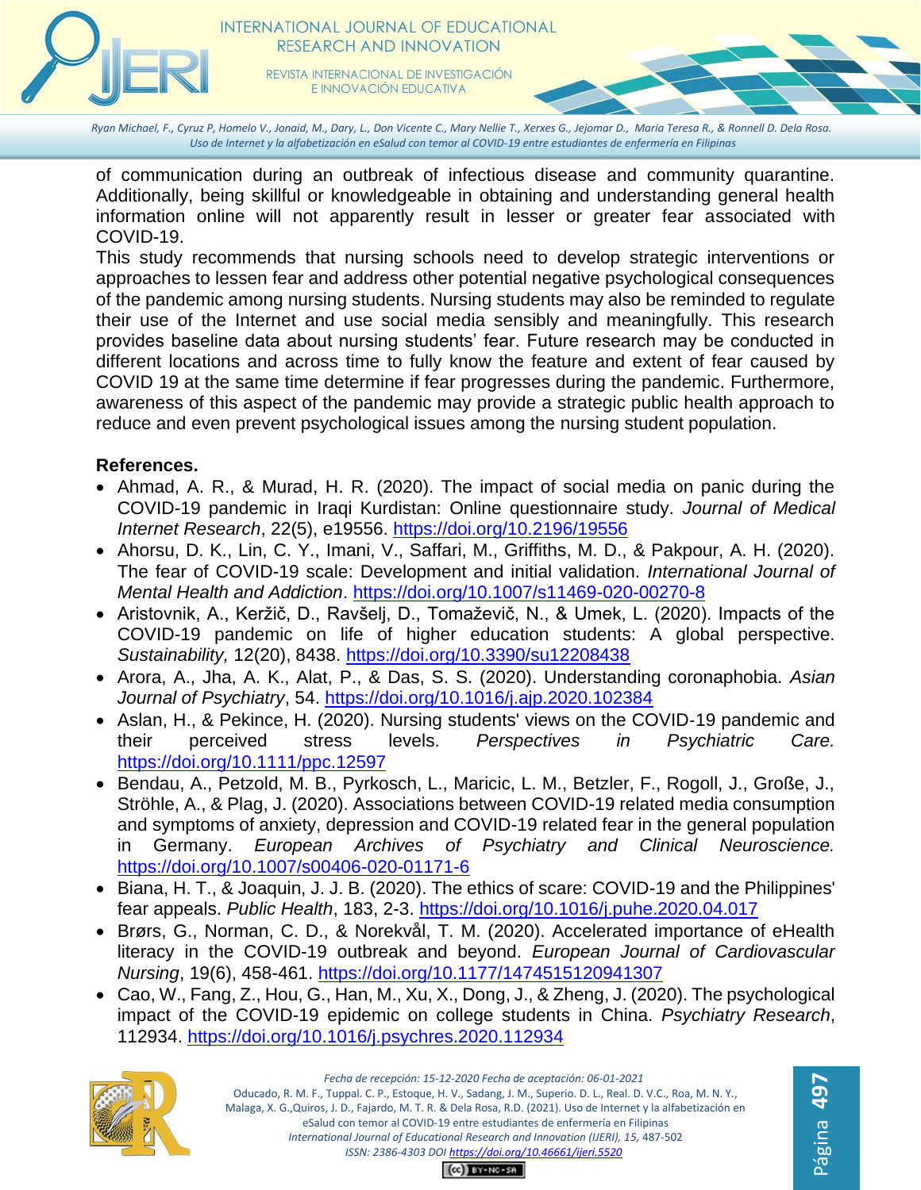of communication during an outbreak of infectious disease and community quarantine. Additionally, being skillful or knowledgeable in obtaining and understanding general health information online will not apparently result in lesser or greater fear associated with COVID-19.

This study recommends that nursing schools need to develop strategic interventions or approaches to lessen fear and address other potential negative psychological consequences of the pandemic among nursing students. Nursing students may also be reminded to regulate their use of the Internet and use social media sensibly and meaningfully. This research provides baseline data about nursing students' fear. Future research may be conducted in different locations and across time to fully know the feature and extent of fear caused by COVID 19 at the same time determine if fear progresses during the pandemic. Furthermore, awareness of this aspect of the pandemic may provide a strategic public health approach to reduce and even prevent psychological issues among the nursing student population.

**References.**

- Ahmad, A. R., & Murad, H. R. (2020). The impact of social media on panic during the COVID-19 pandemic in Iraqi Kurdistan: Online questionnaire study. *Journal of Medical Internet Research*, 22(5), e19556. https://doi.org/10.2196/19556
- Ahorsu, D. K., Lin, C. Y., Imani, V., Saffari, M., Griffiths, M. D., & Pakpour, A. H. (2020). The fear of COVID-19 scale: Development and initial validation. *International Journal of Mental Health and Addiction*. https://doi.org/10.1007/s11469-020-00270-8
- Aristovnik, A., Keržič, D., Ravšelj, D., Tomaževič, N., & Umek, L. (2020). Impacts of the COVID-19 pandemic on life of higher education students: A global perspective. *Sustainability,* 12(20), 8438. https://doi.org/10.3390/su12208438
- Arora, A., Jha, A. K., Alat, P., & Das, S. S. (2020). Understanding coronaphobia. *Asian Journal of Psychiatry*, 54. https://doi.org/10.1016/j.ajp.2020.102384
- Aslan, H., & Pekince, H. (2020). Nursing students' views on the COVID-19 pandemic and their perceived stress levels. *Perspectives in Psychiatric Care.* https://doi.org/10.1111/ppc.12597
- Bendau, A., Petzold, M. B., Pyrkosch, L., Maricic, L. M., Betzler, F., Rogoll, J., Große, J., Ströhle, A., & Plag, J. (2020). Associations between COVID-19 related media consumption and symptoms of anxiety, depression and COVID-19 related fear in the general population in Germany. *European Archives of Psychiatry and Clinical Neuroscience.* https://doi.org/10.1007/s00406-020-01171-6
- Biana, H. T., & Joaquin, J. J. B. (2020). The ethics of scare: COVID-19 and the Philippines' fear appeals. *Public Health*, 183, 2-3. https://doi.org/10.1016/j.puhe.2020.04.017
- Brørs, G., Norman, C. D., & Norekvål, T. M. (2020). Accelerated importance of eHealth literacy in the COVID-19 outbreak and beyond. *European Journal of Cardiovascular Nursing*, 19(6), 458-461. https://doi.org/10.1177/1474515120941307
- Cao, W., Fang, Z., Hou, G., Han, M., Xu, X., Dong, J., & Zheng, J. (2020). The psychological impact of the COVID-19 epidemic on college students in China. *Psychiatry Research*, 112934. https://doi.org/10.1016/j.psychres.2020.112934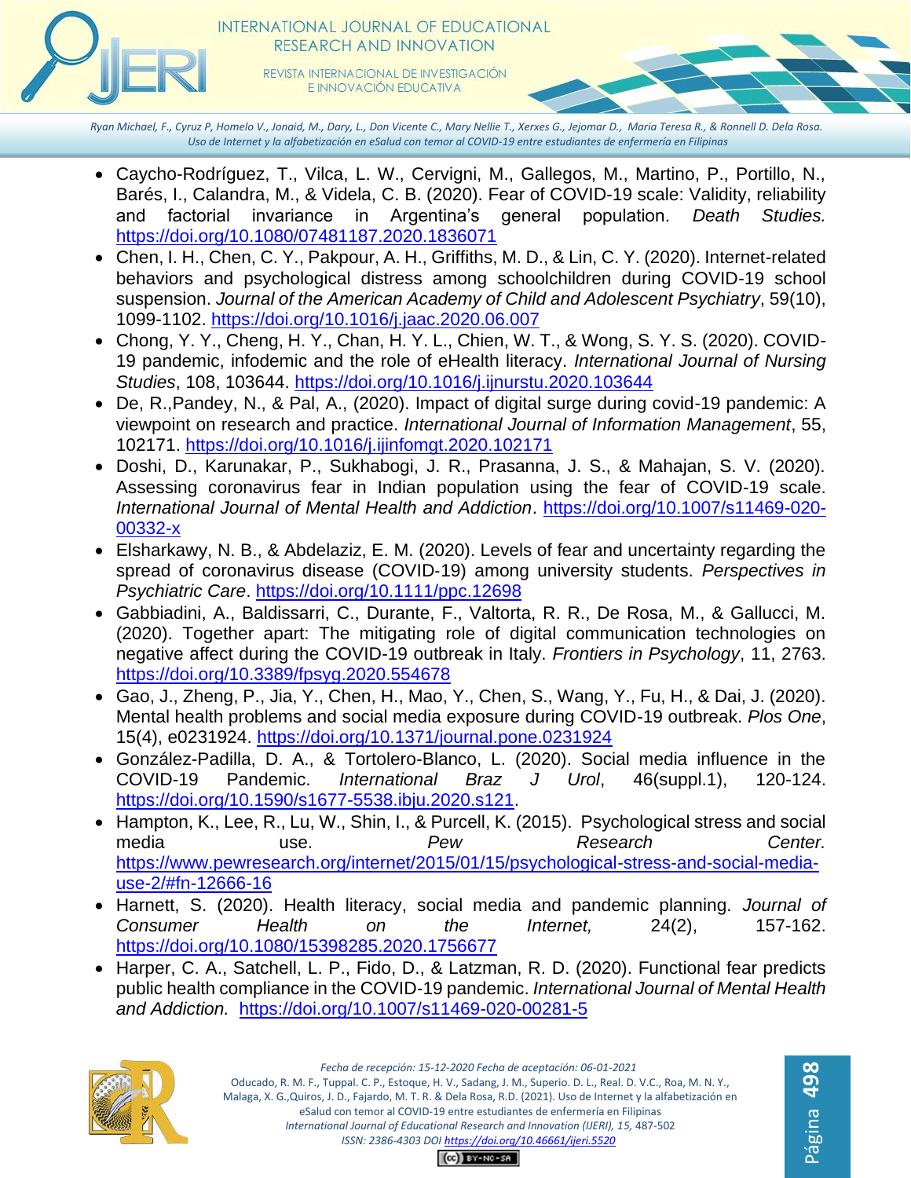- Caycho-Rodríguez, T., Vilca, L. W., Cervigni, M., Gallegos, M., Martino, P., Portillo, N., Barés, I., Calandra, M., & Videla, C. B. (2020). Fear of COVID-19 scale: Validity, reliability and factorial invariance in Argentina's general population. *Death Studies.* https://doi.org/10.1080/07481187.2020.1836071
- Chen, I. H., Chen, C. Y., Pakpour, A. H., Griffiths, M. D., & Lin, C. Y. (2020). Internet-related behaviors and psychological distress among schoolchildren during COVID-19 school suspension. *Journal of the American Academy of Child and Adolescent Psychiatry*, 59(10), 1099-1102. https://doi.org/10.1016/j.jaac.2020.06.007
- Chong, Y. Y., Cheng, H. Y., Chan, H. Y. L., Chien, W. T., & Wong, S. Y. S. (2020). COVID-19 pandemic, infodemic and the role of eHealth literacy. *International Journal of Nursing Studies*, 108, 103644. https://doi.org/10.1016/j.ijnurstu.2020.103644
- De, R.,Pandey, N., & Pal, A., (2020). Impact of digital surge during covid-19 pandemic: A viewpoint on research and practice. *International Journal of Information Management*, 55, 102171. https://doi.org/10.1016/j.ijinfomgt.2020.102171
- Doshi, D., Karunakar, P., Sukhabogi, J. R., Prasanna, J. S., & Mahajan, S. V. (2020). Assessing coronavirus fear in Indian population using the fear of COVID-19 scale. *International Journal of Mental Health and Addiction*. https://doi.org/10.1007/s11469-020-00332-x
- Elsharkawy, N. B., & Abdelaziz, E. M. (2020). Levels of fear and uncertainty regarding the spread of coronavirus disease (COVID-19) among university students. *Perspectives in Psychiatric Care*. https://doi.org/10.1111/ppc.12698
- Gabbiadini, A., Baldissarri, C., Durante, F., Valtorta, R. R., De Rosa, M., & Gallucci, M. (2020). Together apart: The mitigating role of digital communication technologies on negative affect during the COVID-19 outbreak in Italy. *Frontiers in Psychology*, 11, 2763. https://doi.org/10.3389/fpsyg.2020.554678
- Gao, J., Zheng, P., Jia, Y., Chen, H., Mao, Y., Chen, S., Wang, Y., Fu, H., & Dai, J. (2020). Mental health problems and social media exposure during COVID-19 outbreak. *Plos One*, 15(4), e0231924. https://doi.org/10.1371/journal.pone.0231924
- González-Padilla, D. A., & Tortolero-Blanco, L. (2020). Social media influence in the COVID-19 Pandemic. *International Braz J Urol*, 46(suppl.1), 120-124. https://doi.org/10.1590/s1677-5538.ibju.2020.s121.
- Hampton, K., Lee, R., Lu, W., Shin, I., & Purcell, K. (2015). Psychological stress and social media use. *Pew Research Center.* https://www.pewresearch.org/internet/2015/01/15/psychological-stress-and-social-media-use-2/#fn-12666-16
- Harnett, S. (2020). Health literacy, social media and pandemic planning. *Journal of Consumer Health on the Internet,* 24(2), 157-162. https://doi.org/10.1080/15398285.2020.1756677
- Harper, C. A., Satchell, L. P., Fido, D., & Latzman, R. D. (2020). Functional fear predicts public health compliance in the COVID-19 pandemic. *International Journal of Mental Health and Addiction.* https://doi.org/10.1007/s11469-020-00281-5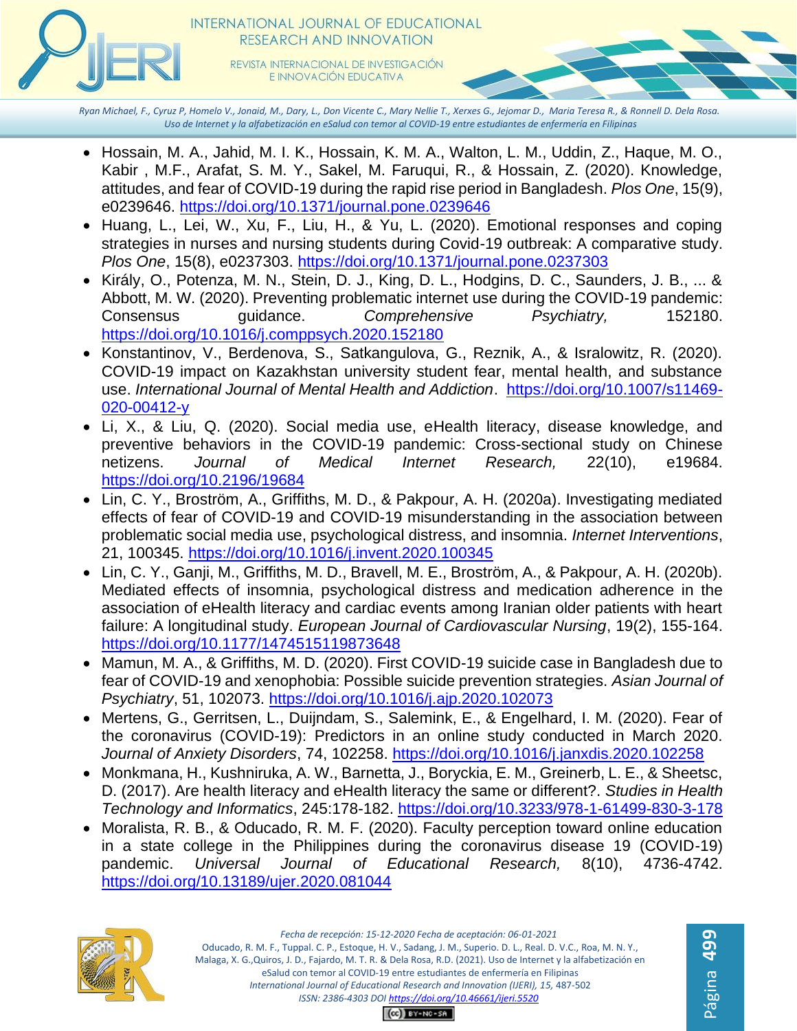- Hossain, M. A., Jahid, M. I. K., Hossain, K. M. A., Walton, L. M., Uddin, Z., Haque, M. O., Kabir , M.F., Arafat, S. M. Y., Sakel, M. Faruqui, R., & Hossain, Z. (2020). Knowledge, attitudes, and fear of COVID-19 during the rapid rise period in Bangladesh. *Plos One*, 15(9), e0239646. https://doi.org/10.1371/journal.pone.0239646
- Huang, L., Lei, W., Xu, F., Liu, H., & Yu, L. (2020). Emotional responses and coping strategies in nurses and nursing students during Covid-19 outbreak: A comparative study. *Plos One*, 15(8), e0237303. https://doi.org/10.1371/journal.pone.0237303
- Király, O., Potenza, M. N., Stein, D. J., King, D. L., Hodgins, D. C., Saunders, J. B., ... & Abbott, M. W. (2020). Preventing problematic internet use during the COVID-19 pandemic: Consensus guidance. *Comprehensive Psychiatry,* 152180. https://doi.org/10.1016/j.comppsych.2020.152180
- Konstantinov, V., Berdenova, S., Satkangulova, G., Reznik, A., & Isralowitz, R. (2020). COVID-19 impact on Kazakhstan university student fear, mental health, and substance use. *International Journal of Mental Health and Addiction*. https://doi.org/10.1007/s11469-020-00412-y
- Li, X., & Liu, Q. (2020). Social media use, eHealth literacy, disease knowledge, and preventive behaviors in the COVID-19 pandemic: Cross-sectional study on Chinese netizens. *Journal of Medical Internet Research,* 22(10), e19684. https://doi.org/10.2196/19684
- Lin, C. Y., Broström, A., Griffiths, M. D., & Pakpour, A. H. (2020a). Investigating mediated effects of fear of COVID-19 and COVID-19 misunderstanding in the association between problematic social media use, psychological distress, and insomnia. *Internet Interventions*, 21, 100345. https://doi.org/10.1016/j.invent.2020.100345
- Lin, C. Y., Ganji, M., Griffiths, M. D., Bravell, M. E., Broström, A., & Pakpour, A. H. (2020b). Mediated effects of insomnia, psychological distress and medication adherence in the association of eHealth literacy and cardiac events among Iranian older patients with heart failure: A longitudinal study. *European Journal of Cardiovascular Nursing*, 19(2), 155-164. https://doi.org/10.1177/1474515119873648
- Mamun, M. A., & Griffiths, M. D. (2020). First COVID-19 suicide case in Bangladesh due to fear of COVID-19 and xenophobia: Possible suicide prevention strategies. *Asian Journal of Psychiatry*, 51, 102073. https://doi.org/10.1016/j.ajp.2020.102073
- Mertens, G., Gerritsen, L., Duijndam, S., Salemink, E., & Engelhard, I. M. (2020). Fear of the coronavirus (COVID-19): Predictors in an online study conducted in March 2020. *Journal of Anxiety Disorders*, 74, 102258. https://doi.org/10.1016/j.janxdis.2020.102258
- Monkmana, H., Kushniruka, A. W., Barnetta, J., Boryckia, E. M., Greinerb, L. E., & Sheetsc, D. (2017). Are health literacy and eHealth literacy the same or different?. *Studies in Health Technology and Informatics*, 245:178-182. https://doi.org/10.3233/978-1-61499-830-3-178
- Moralista, R. B., & Oducado, R. M. F. (2020). Faculty perception toward online education in a state college in the Philippines during the coronavirus disease 19 (COVID-19) pandemic. *Universal Journal of Educational Research,* 8(10), 4736-4742. https://doi.org/10.13189/ujer.2020.081044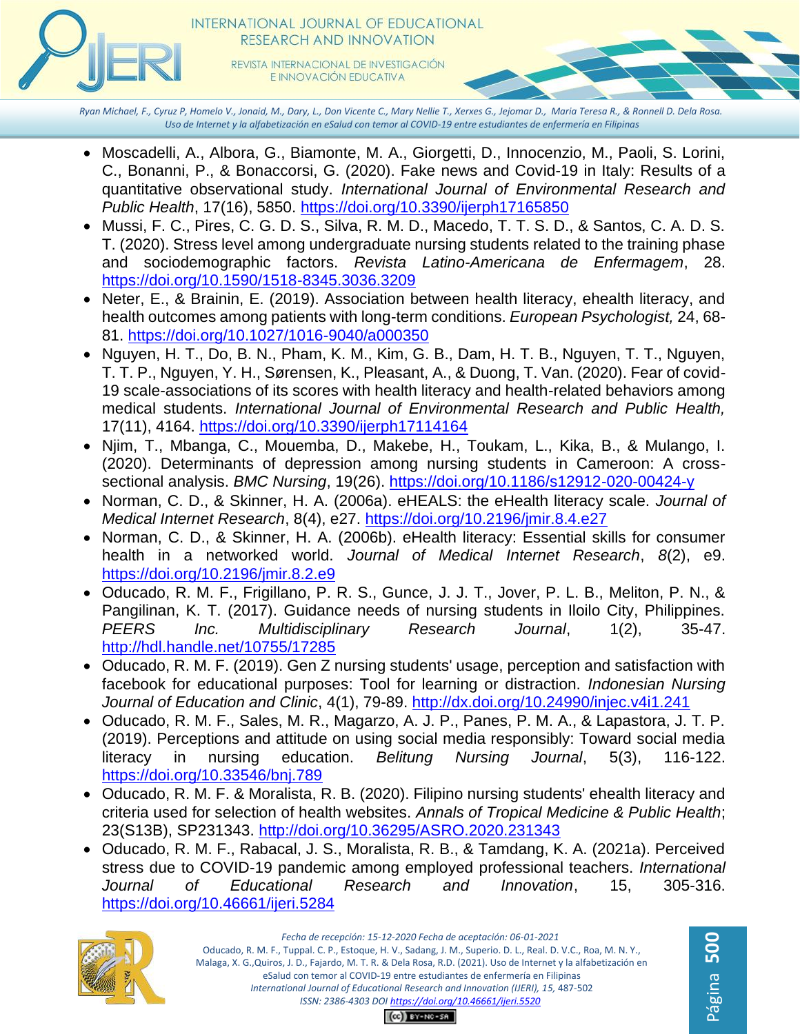- Moscadelli, A., Albora, G., Biamonte, M. A., Giorgetti, D., Innocenzio, M., Paoli, S. Lorini, C., Bonanni, P., & Bonaccorsi, G. (2020). Fake news and Covid-19 in Italy: Results of a quantitative observational study. *International Journal of Environmental Research and Public Health*, 17(16), 5850. https://doi.org/10.3390/ijerph17165850
- Mussi, F. C., Pires, C. G. D. S., Silva, R. M. D., Macedo, T. T. S. D., & Santos, C. A. D. S. T. (2020). Stress level among undergraduate nursing students related to the training phase and sociodemographic factors. *Revista Latino-Americana de Enfermagem*, 28. https://doi.org/10.1590/1518-8345.3036.3209
- Neter, E., & Brainin, E. (2019). Association between health literacy, ehealth literacy, and health outcomes among patients with long-term conditions. *European Psychologist,* 24, 68-81. https://doi.org/10.1027/1016-9040/a000350
- Nguyen, H. T., Do, B. N., Pham, K. M., Kim, G. B., Dam, H. T. B., Nguyen, T. T., Nguyen, T. T. P., Nguyen, Y. H., Sørensen, K., Pleasant, A., & Duong, T. Van. (2020). Fear of covid-19 scale-associations of its scores with health literacy and health-related behaviors among medical students. *International Journal of Environmental Research and Public Health,* 17(11), 4164. https://doi.org/10.3390/ijerph17114164
- Njim, T., Mbanga, C., Mouemba, D., Makebe, H., Toukam, L., Kika, B., & Mulango, I. (2020). Determinants of depression among nursing students in Cameroon: A cross-sectional analysis. *BMC Nursing*, 19(26). https://doi.org/10.1186/s12912-020-00424-y
- Norman, C. D., & Skinner, H. A. (2006a). eHEALS: the eHealth literacy scale. *Journal of Medical Internet Research*, 8(4), e27. https://doi.org/10.2196/jmir.8.4.e27
- Norman, C. D., & Skinner, H. A. (2006b). eHealth literacy: Essential skills for consumer health in a networked world. *Journal of Medical Internet Research*, *8*(2), e9. https://doi.org/10.2196/jmir.8.2.e9
- Oducado, R. M. F., Frigillano, P. R. S., Gunce, J. J. T., Jover, P. L. B., Meliton, P. N., & Pangilinan, K. T. (2017). Guidance needs of nursing students in Iloilo City, Philippines. *PEERS Inc. Multidisciplinary Research Journal*, 1(2), 35-47. http://hdl.handle.net/10755/17285
- Oducado, R. M. F. (2019). Gen Z nursing students' usage, perception and satisfaction with facebook for educational purposes: Tool for learning or distraction. *Indonesian Nursing Journal of Education and Clinic*, 4(1), 79-89. http://dx.doi.org/10.24990/injec.v4i1.241
- Oducado, R. M. F., Sales, M. R., Magarzo, A. J. P., Panes, P. M. A., & Lapastora, J. T. P. (2019). Perceptions and attitude on using social media responsibly: Toward social media literacy in nursing education. *Belitung Nursing Journal*, 5(3), 116-122. https://doi.org/10.33546/bnj.789
- Oducado, R. M. F. & Moralista, R. B. (2020). Filipino nursing students' ehealth literacy and criteria used for selection of health websites. *Annals of Tropical Medicine & Public Health*; 23(S13B), SP231343. http://doi.org/10.36295/ASRO.2020.231343
- Oducado, R. M. F., Rabacal, J. S., Moralista, R. B., & Tamdang, K. A. (2021a). Perceived stress due to COVID-19 pandemic among employed professional teachers. *International Journal of Educational Research and Innovation*, 15, 305-316. https://doi.org/10.46661/ijeri.5284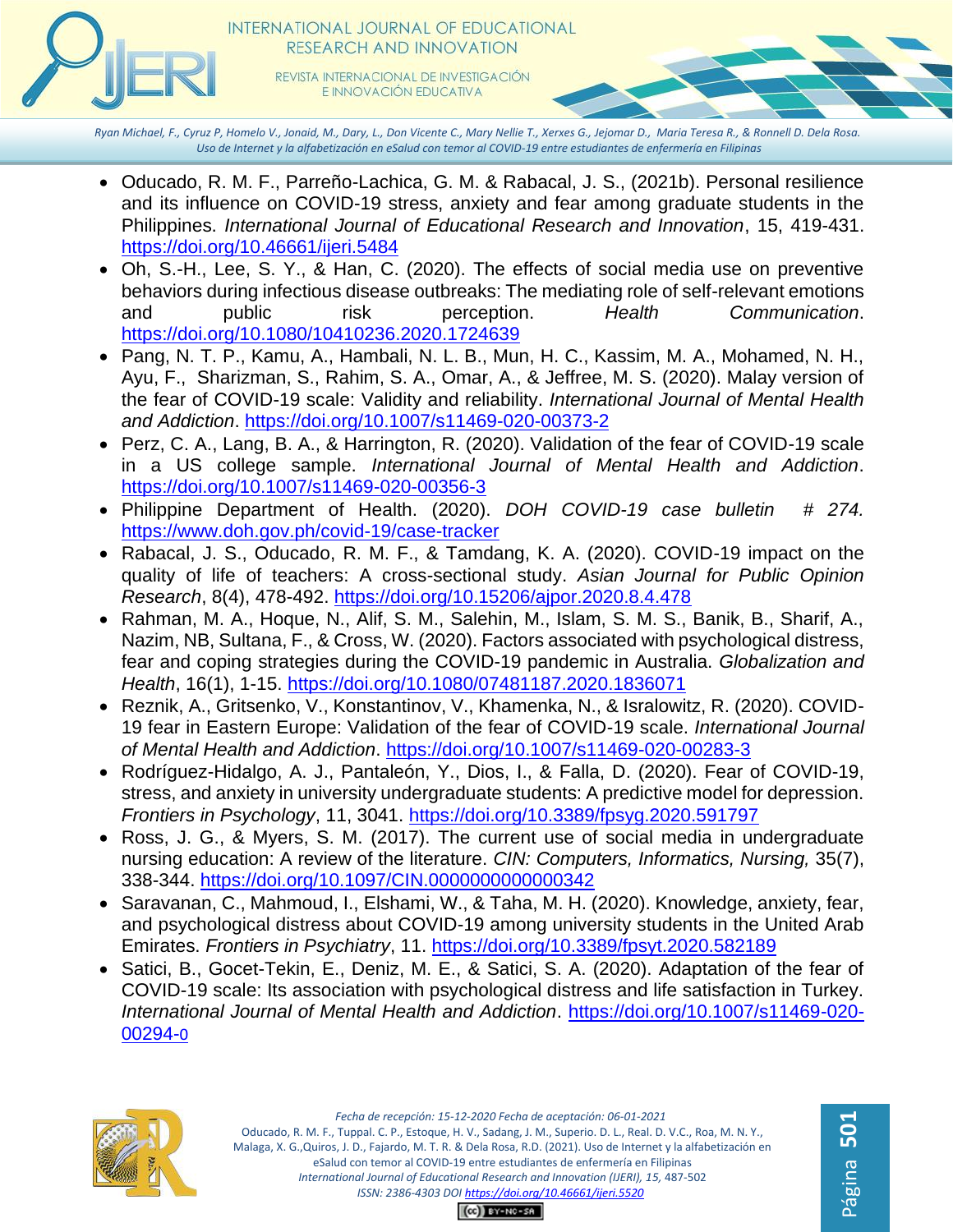- Oducado, R. M. F., Parreño-Lachica, G. M. & Rabacal, J. S., (2021b). Personal resilience and its influence on COVID-19 stress, anxiety and fear among graduate students in the Philippines. *International Journal of Educational Research and Innovation*, 15, 419-431. https://doi.org/10.46661/ijeri.5484
- Oh, S.-H., Lee, S. Y., & Han, C. (2020). The effects of social media use on preventive behaviors during infectious disease outbreaks: The mediating role of self-relevant emotions and public risk perception. *Health Communication*. https://doi.org/10.1080/10410236.2020.1724639
- Pang, N. T. P., Kamu, A., Hambali, N. L. B., Mun, H. C., Kassim, M. A., Mohamed, N. H., Ayu, F., Sharizman, S., Rahim, S. A., Omar, A., & Jeffree, M. S. (2020). Malay version of the fear of COVID-19 scale: Validity and reliability. *International Journal of Mental Health and Addiction*. https://doi.org/10.1007/s11469-020-00373-2
- Perz, C. A., Lang, B. A., & Harrington, R. (2020). Validation of the fear of COVID-19 scale in a US college sample. *International Journal of Mental Health and Addiction*. https://doi.org/10.1007/s11469-020-00356-3
- Philippine Department of Health. (2020). *DOH COVID-19 case bulletin # 274.* https://www.doh.gov.ph/covid-19/case-tracker
- Rabacal, J. S., Oducado, R. M. F., & Tamdang, K. A. (2020). COVID-19 impact on the quality of life of teachers: A cross-sectional study. *Asian Journal for Public Opinion Research*, 8(4), 478-492. https://doi.org/10.15206/ajpor.2020.8.4.478
- Rahman, M. A., Hoque, N., Alif, S. M., Salehin, M., Islam, S. M. S., Banik, B., Sharif, A., Nazim, NB, Sultana, F., & Cross, W. (2020). Factors associated with psychological distress, fear and coping strategies during the COVID-19 pandemic in Australia. *Globalization and Health*, 16(1), 1-15. https://doi.org/10.1080/07481187.2020.1836071
- Reznik, A., Gritsenko, V., Konstantinov, V., Khamenka, N., & Isralowitz, R. (2020). COVID-19 fear in Eastern Europe: Validation of the fear of COVID-19 scale. *International Journal of Mental Health and Addiction*. https://doi.org/10.1007/s11469-020-00283-3
- Rodríguez-Hidalgo, A. J., Pantaleón, Y., Dios, I., & Falla, D. (2020). Fear of COVID-19, stress, and anxiety in university undergraduate students: A predictive model for depression. *Frontiers in Psychology*, 11, 3041. https://doi.org/10.3389/fpsyg.2020.591797
- Ross, J. G., & Myers, S. M. (2017). The current use of social media in undergraduate nursing education: A review of the literature. *CIN: Computers, Informatics, Nursing,* 35(7), 338-344. https://doi.org/10.1097/CIN.0000000000000342
- Saravanan, C., Mahmoud, I., Elshami, W., & Taha, M. H. (2020). Knowledge, anxiety, fear, and psychological distress about COVID-19 among university students in the United Arab Emirates. *Frontiers in Psychiatry*, 11. https://doi.org/10.3389/fpsyt.2020.582189
- Satici, B., Gocet-Tekin, E., Deniz, M. E., & Satici, S. A. (2020). Adaptation of the fear of COVID-19 scale: Its association with psychological distress and life satisfaction in Turkey. *International Journal of Mental Health and Addiction*. https://doi.org/10.1007/s11469-020-00294-0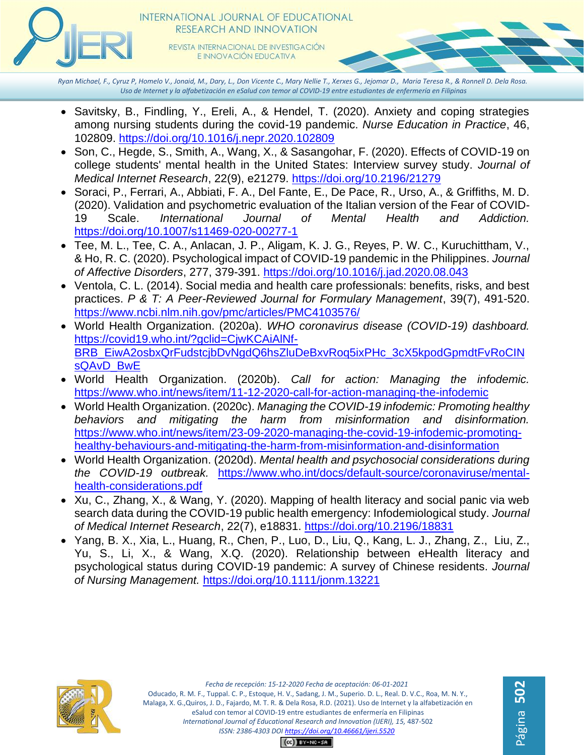- Savitsky, B., Findling, Y., Ereli, A., & Hendel, T. (2020). Anxiety and coping strategies among nursing students during the covid-19 pandemic. *Nurse Education in Practice*, 46, 102809. https://doi.org/10.1016/j.nepr.2020.102809
- Son, C., Hegde, S., Smith, A., Wang, X., & Sasangohar, F. (2020). Effects of COVID-19 on college students' mental health in the United States: Interview survey study. *Journal of Medical Internet Research*, 22(9), e21279. https://doi.org/10.2196/21279
- Soraci, P., Ferrari, A., Abbiati, F. A., Del Fante, E., De Pace, R., Urso, A., & Griffiths, M. D. (2020). Validation and psychometric evaluation of the Italian version of the Fear of COVID-19 Scale. *International Journal of Mental Health and Addiction.* https://doi.org/10.1007/s11469-020-00277-1
- Tee, M. L., Tee, C. A., Anlacan, J. P., Aligam, K. J. G., Reyes, P. W. C., Kuruchittham, V., & Ho, R. C. (2020). Psychological impact of COVID-19 pandemic in the Philippines. *Journal of Affective Disorders*, 277, 379-391. https://doi.org/10.1016/j.jad.2020.08.043
- Ventola, C. L. (2014). Social media and health care professionals: benefits, risks, and best practices. *P & T: A Peer-Reviewed Journal for Formulary Management*, 39(7), 491-520. https://www.ncbi.nlm.nih.gov/pmc/articles/PMC4103576/
- World Health Organization. (2020a). *WHO coronavirus disease (COVID-19) dashboard.* https://covid19.who.int/?gclid=CjwKCAiAlNf-BRB_EiwA2osbxQrFudstcjbDvNgdQ6hsZluDeBxvRoq5ixPHc_3cX5kpodGpmdtFvRoCINsQAvD_BwE
- World Health Organization. (2020b). *Call for action: Managing the infodemic.* https://www.who.int/news/item/11-12-2020-call-for-action-managing-the-infodemic
- World Health Organization. (2020c). *Managing the COVID-19 infodemic: Promoting healthy behaviors and mitigating the harm from misinformation and disinformation.* https://www.who.int/news/item/23-09-2020-managing-the-covid-19-infodemic-promoting-healthy-behaviours-and-mitigating-the-harm-from-misinformation-and-disinformation
- World Health Organization. (2020d). *Mental health and psychosocial considerations during the COVID-19 outbreak.* https://www.who.int/docs/default-source/coronaviruse/mental-health-considerations.pdf
- Xu, C., Zhang, X., & Wang, Y. (2020). Mapping of health literacy and social panic via web search data during the COVID-19 public health emergency: Infodemiological study. *Journal of Medical Internet Research*, 22(7), e18831. https://doi.org/10.2196/18831
- Yang, B. X., Xia, L., Huang, R., Chen, P., Luo, D., Liu, Q., Kang, L. J., Zhang, Z., Liu, Z., Yu, S., Li, X., & Wang, X.Q. (2020). Relationship between eHealth literacy and psychological status during COVID-19 pandemic: A survey of Chinese residents. *Journal of Nursing Management.* https://doi.org/10.1111/jonm.13221

*Fecha de recepción: 15-12-2020 Fecha de aceptación: 06-01-2021*

Oducado, R. M. F., Tuppal. C. P., Estoque, H. V., Sadang, J. M., Superio. D. L., Real. D. V.C., Roa, M. N. Y., Malaga, X. G.,Quiros, J. D., Fajardo, M. T. R. & Dela Rosa, R.D. (2021). Uso de Internet y la alfabetización en eSalud con temor al COVID-19 entre estudiantes de enfermería en Filipinas

*International Journal of Educational Research and Innovation (IJERI), 15,* 487-502

*ISSN: 2386-4303 DOI https://doi.org/10.46661/ijeri.5520*